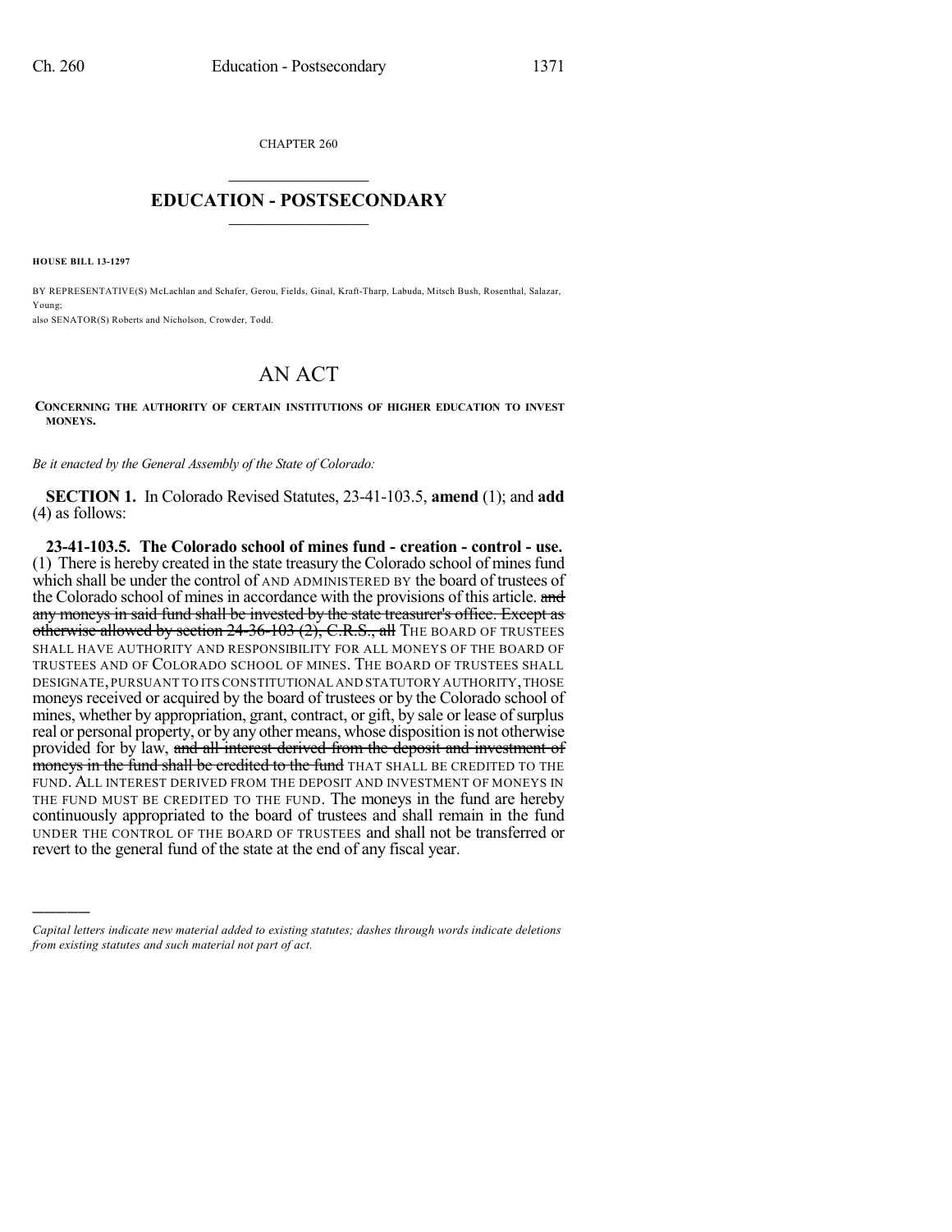CHAPTER 260

# EDUCATION - POSTSECONDARY

**HOUSE BILL 13-1297**

BY REPRESENTATIVE(S) McLachlan and Schafer, Gerou, Fields, Ginal, Kraft-Tharp, Labuda, Mitsch Bush, Rosenthal, Salazar, Young;
also SENATOR(S) Roberts and Nicholson, Crowder, Todd.

# AN ACT

**CONCERNING THE AUTHORITY OF CERTAIN INSTITUTIONS OF HIGHER EDUCATION TO INVEST MONEYS.**

*Be it enacted by the General Assembly of the State of Colorado:*

**SECTION 1.** In Colorado Revised Statutes, 23-41-103.5, **amend** (1); and **add** (4) as follows:

**23-41-103.5. The Colorado school of mines fund - creation - control - use.** (1) There is hereby created in the state treasury the Colorado school of mines fund which shall be under the control of AND ADMINISTERED BY the board of trustees of the Colorado school of mines in accordance with the provisions of this article. ~~and any moneys in said fund shall be invested by the state treasurer's office. Except as otherwise allowed by section 24-36-103 (2), C.R.S., all~~ THE BOARD OF TRUSTEES SHALL HAVE AUTHORITY AND RESPONSIBILITY FOR ALL MONEYS OF THE BOARD OF TRUSTEES AND OF COLORADO SCHOOL OF MINES. THE BOARD OF TRUSTEES SHALL DESIGNATE, PURSUANT TO ITS CONSTITUTIONAL AND STATUTORY AUTHORITY, THOSE moneys received or acquired by the board of trustees or by the Colorado school of mines, whether by appropriation, grant, contract, or gift, by sale or lease of surplus real or personal property, or by any other means, whose disposition is not otherwise provided for by law, ~~and all interest derived from the deposit and investment of moneys in the fund shall be credited to the fund~~ THAT SHALL BE CREDITED TO THE FUND. ALL INTEREST DERIVED FROM THE DEPOSIT AND INVESTMENT OF MONEYS IN THE FUND MUST BE CREDITED TO THE FUND. The moneys in the fund are hereby continuously appropriated to the board of trustees and shall remain in the fund UNDER THE CONTROL OF THE BOARD OF TRUSTEES and shall not be transferred or revert to the general fund of the state at the end of any fiscal year.

---

*Capital letters indicate new material added to existing statutes; dashes through words indicate deletions from existing statutes and such material not part of act.*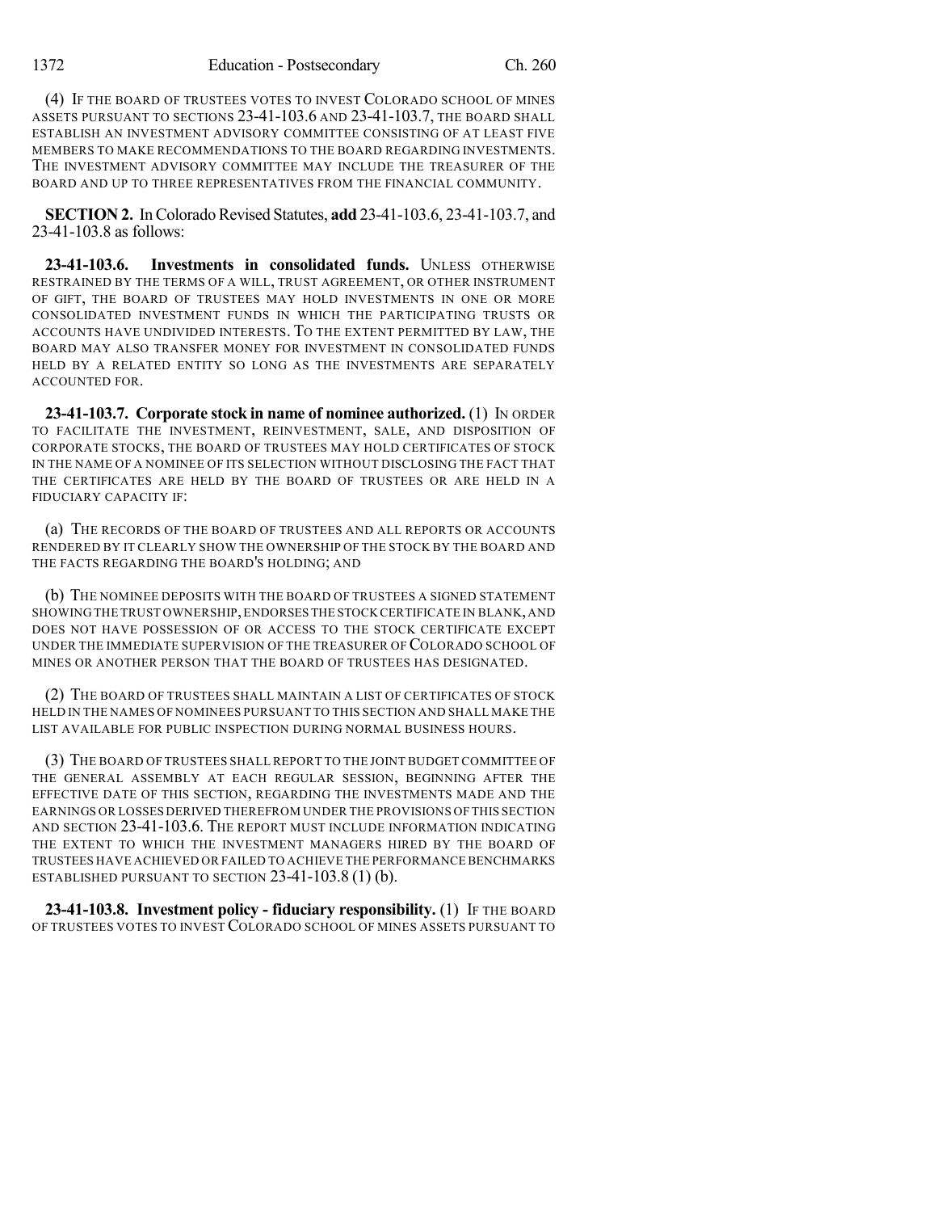(4) IF THE BOARD OF TRUSTEES VOTES TO INVEST COLORADO SCHOOL OF MINES ASSETS PURSUANT TO SECTIONS 23-41-103.6 AND 23-41-103.7, THE BOARD SHALL ESTABLISH AN INVESTMENT ADVISORY COMMITTEE CONSISTING OF AT LEAST FIVE MEMBERS TO MAKE RECOMMENDATIONS TO THE BOARD REGARDING INVESTMENTS. THE INVESTMENT ADVISORY COMMITTEE MAY INCLUDE THE TREASURER OF THE BOARD AND UP TO THREE REPRESENTATIVES FROM THE FINANCIAL COMMUNITY.

**SECTION 2.** In Colorado Revised Statutes, **add** 23-41-103.6, 23-41-103.7, and 23-41-103.8 as follows:

**23-41-103.6. Investments in consolidated funds.** UNLESS OTHERWISE RESTRAINED BY THE TERMS OF A WILL, TRUST AGREEMENT, OR OTHER INSTRUMENT OF GIFT, THE BOARD OF TRUSTEES MAY HOLD INVESTMENTS IN ONE OR MORE CONSOLIDATED INVESTMENT FUNDS IN WHICH THE PARTICIPATING TRUSTS OR ACCOUNTS HAVE UNDIVIDED INTERESTS. TO THE EXTENT PERMITTED BY LAW, THE BOARD MAY ALSO TRANSFER MONEY FOR INVESTMENT IN CONSOLIDATED FUNDS HELD BY A RELATED ENTITY SO LONG AS THE INVESTMENTS ARE SEPARATELY ACCOUNTED FOR.

**23-41-103.7. Corporate stock in name of nominee authorized.** (1) IN ORDER TO FACILITATE THE INVESTMENT, REINVESTMENT, SALE, AND DISPOSITION OF CORPORATE STOCKS, THE BOARD OF TRUSTEES MAY HOLD CERTIFICATES OF STOCK IN THE NAME OF A NOMINEE OF ITS SELECTION WITHOUT DISCLOSING THE FACT THAT THE CERTIFICATES ARE HELD BY THE BOARD OF TRUSTEES OR ARE HELD IN A FIDUCIARY CAPACITY IF:

(a) THE RECORDS OF THE BOARD OF TRUSTEES AND ALL REPORTS OR ACCOUNTS RENDERED BY IT CLEARLY SHOW THE OWNERSHIP OF THE STOCK BY THE BOARD AND THE FACTS REGARDING THE BOARD'S HOLDING; AND

(b) THE NOMINEE DEPOSITS WITH THE BOARD OF TRUSTEES A SIGNED STATEMENT SHOWING THE TRUST OWNERSHIP, ENDORSES THE STOCK CERTIFICATE IN BLANK, AND DOES NOT HAVE POSSESSION OF OR ACCESS TO THE STOCK CERTIFICATE EXCEPT UNDER THE IMMEDIATE SUPERVISION OF THE TREASURER OF COLORADO SCHOOL OF MINES OR ANOTHER PERSON THAT THE BOARD OF TRUSTEES HAS DESIGNATED.

(2) THE BOARD OF TRUSTEES SHALL MAINTAIN A LIST OF CERTIFICATES OF STOCK HELD IN THE NAMES OF NOMINEES PURSUANT TO THIS SECTION AND SHALL MAKE THE LIST AVAILABLE FOR PUBLIC INSPECTION DURING NORMAL BUSINESS HOURS.

(3) THE BOARD OF TRUSTEES SHALL REPORT TO THE JOINT BUDGET COMMITTEE OF THE GENERAL ASSEMBLY AT EACH REGULAR SESSION, BEGINNING AFTER THE EFFECTIVE DATE OF THIS SECTION, REGARDING THE INVESTMENTS MADE AND THE EARNINGS OR LOSSES DERIVED THEREFROM UNDER THE PROVISIONS OF THIS SECTION AND SECTION 23-41-103.6. THE REPORT MUST INCLUDE INFORMATION INDICATING THE EXTENT TO WHICH THE INVESTMENT MANAGERS HIRED BY THE BOARD OF TRUSTEES HAVE ACHIEVED OR FAILED TO ACHIEVE THE PERFORMANCE BENCHMARKS ESTABLISHED PURSUANT TO SECTION 23-41-103.8 (1) (b).

**23-41-103.8. Investment policy - fiduciary responsibility.** (1) IF THE BOARD OF TRUSTEES VOTES TO INVEST COLORADO SCHOOL OF MINES ASSETS PURSUANT TO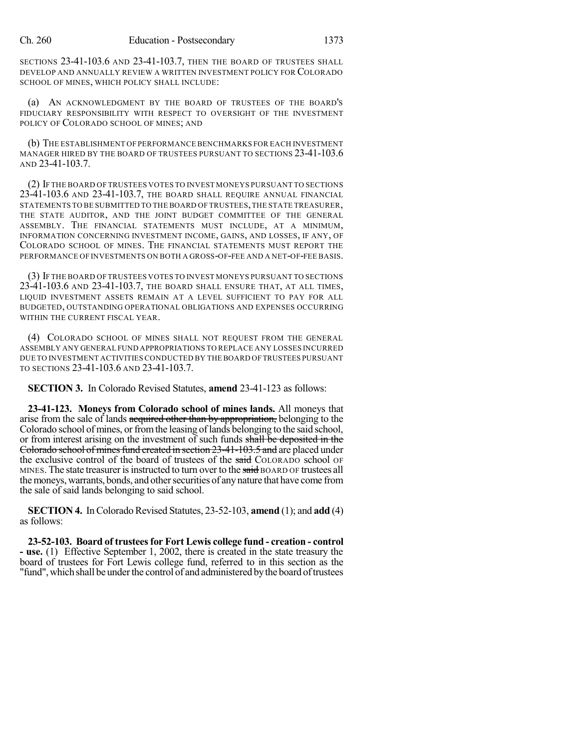SECTIONS 23-41-103.6 AND 23-41-103.7, THEN THE BOARD OF TRUSTEES SHALL DEVELOP AND ANNUALLY REVIEW A WRITTEN INVESTMENT POLICY FOR COLORADO SCHOOL OF MINES, WHICH POLICY SHALL INCLUDE:

(a) AN ACKNOWLEDGMENT BY THE BOARD OF TRUSTEES OF THE BOARD'S FIDUCIARY RESPONSIBILITY WITH RESPECT TO OVERSIGHT OF THE INVESTMENT POLICY OF COLORADO SCHOOL OF MINES; AND

(b) THE ESTABLISHMENT OF PERFORMANCE BENCHMARKS FOR EACH INVESTMENT MANAGER HIRED BY THE BOARD OF TRUSTEES PURSUANT TO SECTIONS 23-41-103.6 AND 23-41-103.7.

(2) IF THE BOARD OF TRUSTEES VOTES TO INVEST MONEYS PURSUANT TO SECTIONS 23-41-103.6 AND 23-41-103.7, THE BOARD SHALL REQUIRE ANNUAL FINANCIAL STATEMENTS TO BE SUBMITTED TO THE BOARD OF TRUSTEES, THE STATE TREASURER, THE STATE AUDITOR, AND THE JOINT BUDGET COMMITTEE OF THE GENERAL ASSEMBLY. THE FINANCIAL STATEMENTS MUST INCLUDE, AT A MINIMUM, INFORMATION CONCERNING INVESTMENT INCOME, GAINS, AND LOSSES, IF ANY, OF COLORADO SCHOOL OF MINES. THE FINANCIAL STATEMENTS MUST REPORT THE PERFORMANCE OF INVESTMENTS ON BOTH A GROSS-OF-FEE AND A NET-OF-FEE BASIS.

(3) IF THE BOARD OF TRUSTEES VOTES TO INVEST MONEYS PURSUANT TO SECTIONS 23-41-103.6 AND 23-41-103.7, THE BOARD SHALL ENSURE THAT, AT ALL TIMES, LIQUID INVESTMENT ASSETS REMAIN AT A LEVEL SUFFICIENT TO PAY FOR ALL BUDGETED, OUTSTANDING OPERATIONAL OBLIGATIONS AND EXPENSES OCCURRING WITHIN THE CURRENT FISCAL YEAR.

(4) COLORADO SCHOOL OF MINES SHALL NOT REQUEST FROM THE GENERAL ASSEMBLY ANY GENERAL FUND APPROPRIATIONS TO REPLACE ANY LOSSES INCURRED DUE TO INVESTMENT ACTIVITIES CONDUCTED BY THE BOARD OF TRUSTEES PURSUANT TO SECTIONS 23-41-103.6 AND 23-41-103.7.

**SECTION 3.** In Colorado Revised Statutes, **amend** 23-41-123 as follows:

**23-41-123. Moneys from Colorado school of mines lands.** All moneys that arise from the sale of lands ~~acquired other than by appropriation,~~ belonging to the Colorado school of mines, or from the leasing of lands belonging to the said school, or from interest arising on the investment of such funds ~~shall be deposited in the Colorado school of mines fund created in section 23-41-103.5 and~~ are placed under the exclusive control of the board of trustees of the ~~said~~ COLORADO school OF MINES. The state treasurer is instructed to turn over to the ~~said~~ BOARD OF trustees all the moneys, warrants, bonds, and other securities of any nature that have come from the sale of said lands belonging to said school.

**SECTION 4.** In Colorado Revised Statutes, 23-52-103, **amend** (1); and **add** (4) as follows:

**23-52-103. Board of trustees for Fort Lewis college fund - creation - control - use.** (1) Effective September 1, 2002, there is created in the state treasury the board of trustees for Fort Lewis college fund, referred to in this section as the "fund", which shall be under the control of and administered by the board of trustees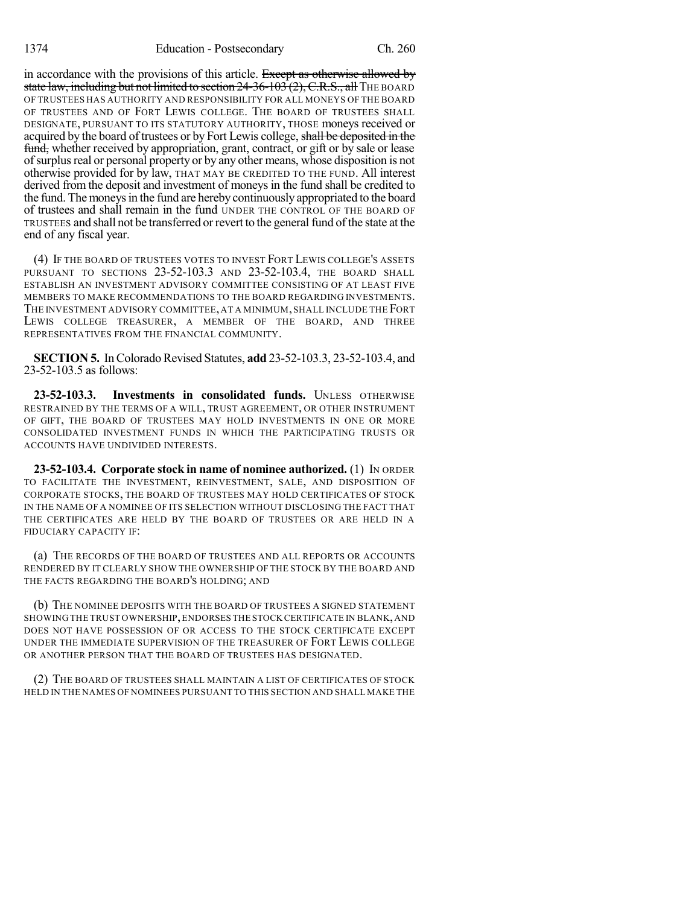in accordance with the provisions of this article. ~~Except as otherwise allowed by state law, including but not limited to section 24-36-103 (2), C.R.S., all~~ THE BOARD OF TRUSTEES HAS AUTHORITY AND RESPONSIBILITY FOR ALL MONEYS OF THE BOARD OF TRUSTEES AND OF FORT LEWIS COLLEGE. THE BOARD OF TRUSTEES SHALL DESIGNATE, PURSUANT TO ITS STATUTORY AUTHORITY, THOSE moneys received or acquired by the board of trustees or by Fort Lewis college, ~~shall be deposited in the fund,~~ whether received by appropriation, grant, contract, or gift or by sale or lease of surplus real or personal property or by any other means, whose disposition is not otherwise provided for by law, THAT MAY BE CREDITED TO THE FUND. All interest derived from the deposit and investment of moneys in the fund shall be credited to the fund. The moneys in the fund are hereby continuously appropriated to the board of trustees and shall remain in the fund UNDER THE CONTROL OF THE BOARD OF TRUSTEES and shall not be transferred or revert to the general fund of the state at the end of any fiscal year.

(4) IF THE BOARD OF TRUSTEES VOTES TO INVEST FORT LEWIS COLLEGE'S ASSETS PURSUANT TO SECTIONS 23-52-103.3 AND 23-52-103.4, THE BOARD SHALL ESTABLISH AN INVESTMENT ADVISORY COMMITTEE CONSISTING OF AT LEAST FIVE MEMBERS TO MAKE RECOMMENDATIONS TO THE BOARD REGARDING INVESTMENTS. THE INVESTMENT ADVISORY COMMITTEE, AT A MINIMUM, SHALL INCLUDE THE FORT LEWIS COLLEGE TREASURER, A MEMBER OF THE BOARD, AND THREE REPRESENTATIVES FROM THE FINANCIAL COMMUNITY.

**SECTION 5.** In Colorado Revised Statutes, **add** 23-52-103.3, 23-52-103.4, and 23-52-103.5 as follows:

**23-52-103.3. Investments in consolidated funds.** UNLESS OTHERWISE RESTRAINED BY THE TERMS OF A WILL, TRUST AGREEMENT, OR OTHER INSTRUMENT OF GIFT, THE BOARD OF TRUSTEES MAY HOLD INVESTMENTS IN ONE OR MORE CONSOLIDATED INVESTMENT FUNDS IN WHICH THE PARTICIPATING TRUSTS OR ACCOUNTS HAVE UNDIVIDED INTERESTS.

**23-52-103.4. Corporate stock in name of nominee authorized.** (1) IN ORDER TO FACILITATE THE INVESTMENT, REINVESTMENT, SALE, AND DISPOSITION OF CORPORATE STOCKS, THE BOARD OF TRUSTEES MAY HOLD CERTIFICATES OF STOCK IN THE NAME OF A NOMINEE OF ITS SELECTION WITHOUT DISCLOSING THE FACT THAT THE CERTIFICATES ARE HELD BY THE BOARD OF TRUSTEES OR ARE HELD IN A FIDUCIARY CAPACITY IF:

(a) THE RECORDS OF THE BOARD OF TRUSTEES AND ALL REPORTS OR ACCOUNTS RENDERED BY IT CLEARLY SHOW THE OWNERSHIP OF THE STOCK BY THE BOARD AND THE FACTS REGARDING THE BOARD'S HOLDING; AND

(b) THE NOMINEE DEPOSITS WITH THE BOARD OF TRUSTEES A SIGNED STATEMENT SHOWING THE TRUST OWNERSHIP, ENDORSES THE STOCK CERTIFICATE IN BLANK, AND DOES NOT HAVE POSSESSION OF OR ACCESS TO THE STOCK CERTIFICATE EXCEPT UNDER THE IMMEDIATE SUPERVISION OF THE TREASURER OF FORT LEWIS COLLEGE OR ANOTHER PERSON THAT THE BOARD OF TRUSTEES HAS DESIGNATED.

(2) THE BOARD OF TRUSTEES SHALL MAINTAIN A LIST OF CERTIFICATES OF STOCK HELD IN THE NAMES OF NOMINEES PURSUANT TO THIS SECTION AND SHALL MAKE THE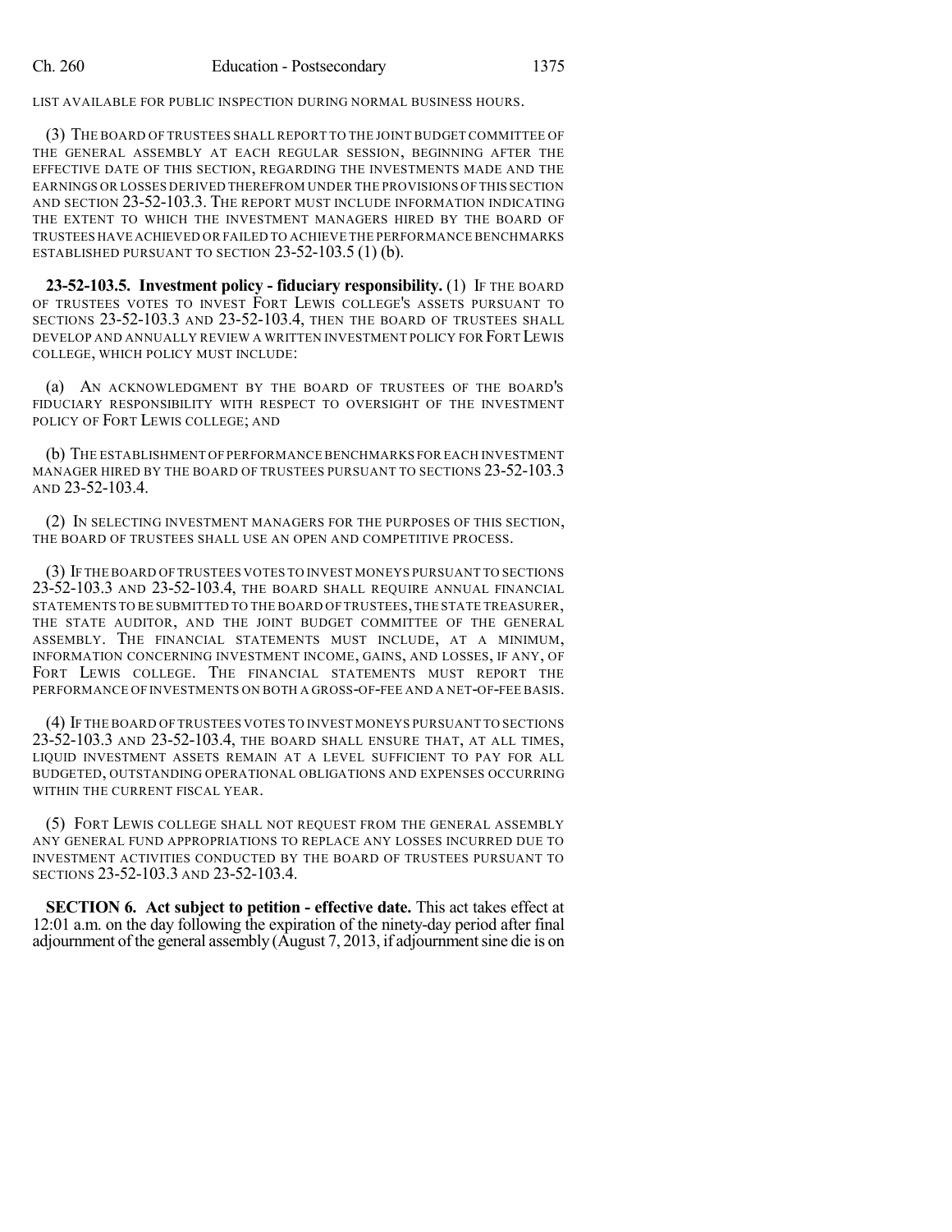LIST AVAILABLE FOR PUBLIC INSPECTION DURING NORMAL BUSINESS HOURS.

(3) THE BOARD OF TRUSTEES SHALL REPORT TO THE JOINT BUDGET COMMITTEE OF THE GENERAL ASSEMBLY AT EACH REGULAR SESSION, BEGINNING AFTER THE EFFECTIVE DATE OF THIS SECTION, REGARDING THE INVESTMENTS MADE AND THE EARNINGS OR LOSSES DERIVED THEREFROM UNDER THE PROVISIONS OF THIS SECTION AND SECTION 23-52-103.3. THE REPORT MUST INCLUDE INFORMATION INDICATING THE EXTENT TO WHICH THE INVESTMENT MANAGERS HIRED BY THE BOARD OF TRUSTEES HAVE ACHIEVED OR FAILED TO ACHIEVE THE PERFORMANCE BENCHMARKS ESTABLISHED PURSUANT TO SECTION 23-52-103.5 (1) (b).

**23-52-103.5. Investment policy - fiduciary responsibility.** (1) IF THE BOARD OF TRUSTEES VOTES TO INVEST FORT LEWIS COLLEGE'S ASSETS PURSUANT TO SECTIONS 23-52-103.3 AND 23-52-103.4, THEN THE BOARD OF TRUSTEES SHALL DEVELOP AND ANNUALLY REVIEW A WRITTEN INVESTMENT POLICY FOR FORT LEWIS COLLEGE, WHICH POLICY MUST INCLUDE:

(a) AN ACKNOWLEDGMENT BY THE BOARD OF TRUSTEES OF THE BOARD'S FIDUCIARY RESPONSIBILITY WITH RESPECT TO OVERSIGHT OF THE INVESTMENT POLICY OF FORT LEWIS COLLEGE; AND

(b) THE ESTABLISHMENT OF PERFORMANCE BENCHMARKS FOR EACH INVESTMENT MANAGER HIRED BY THE BOARD OF TRUSTEES PURSUANT TO SECTIONS 23-52-103.3 AND 23-52-103.4.

(2) IN SELECTING INVESTMENT MANAGERS FOR THE PURPOSES OF THIS SECTION, THE BOARD OF TRUSTEES SHALL USE AN OPEN AND COMPETITIVE PROCESS.

(3) IF THE BOARD OF TRUSTEES VOTES TO INVEST MONEYS PURSUANT TO SECTIONS 23-52-103.3 AND 23-52-103.4, THE BOARD SHALL REQUIRE ANNUAL FINANCIAL STATEMENTS TO BE SUBMITTED TO THE BOARD OF TRUSTEES, THE STATE TREASURER, THE STATE AUDITOR, AND THE JOINT BUDGET COMMITTEE OF THE GENERAL ASSEMBLY. THE FINANCIAL STATEMENTS MUST INCLUDE, AT A MINIMUM, INFORMATION CONCERNING INVESTMENT INCOME, GAINS, AND LOSSES, IF ANY, OF FORT LEWIS COLLEGE. THE FINANCIAL STATEMENTS MUST REPORT THE PERFORMANCE OF INVESTMENTS ON BOTH A GROSS-OF-FEE AND A NET-OF-FEE BASIS.

(4) IF THE BOARD OF TRUSTEES VOTES TO INVEST MONEYS PURSUANT TO SECTIONS 23-52-103.3 AND 23-52-103.4, THE BOARD SHALL ENSURE THAT, AT ALL TIMES, LIQUID INVESTMENT ASSETS REMAIN AT A LEVEL SUFFICIENT TO PAY FOR ALL BUDGETED, OUTSTANDING OPERATIONAL OBLIGATIONS AND EXPENSES OCCURRING WITHIN THE CURRENT FISCAL YEAR.

(5) FORT LEWIS COLLEGE SHALL NOT REQUEST FROM THE GENERAL ASSEMBLY ANY GENERAL FUND APPROPRIATIONS TO REPLACE ANY LOSSES INCURRED DUE TO INVESTMENT ACTIVITIES CONDUCTED BY THE BOARD OF TRUSTEES PURSUANT TO SECTIONS 23-52-103.3 AND 23-52-103.4.

**SECTION 6. Act subject to petition - effective date.** This act takes effect at 12:01 a.m. on the day following the expiration of the ninety-day period after final adjournment of the general assembly (August 7, 2013, if adjournment sine die is on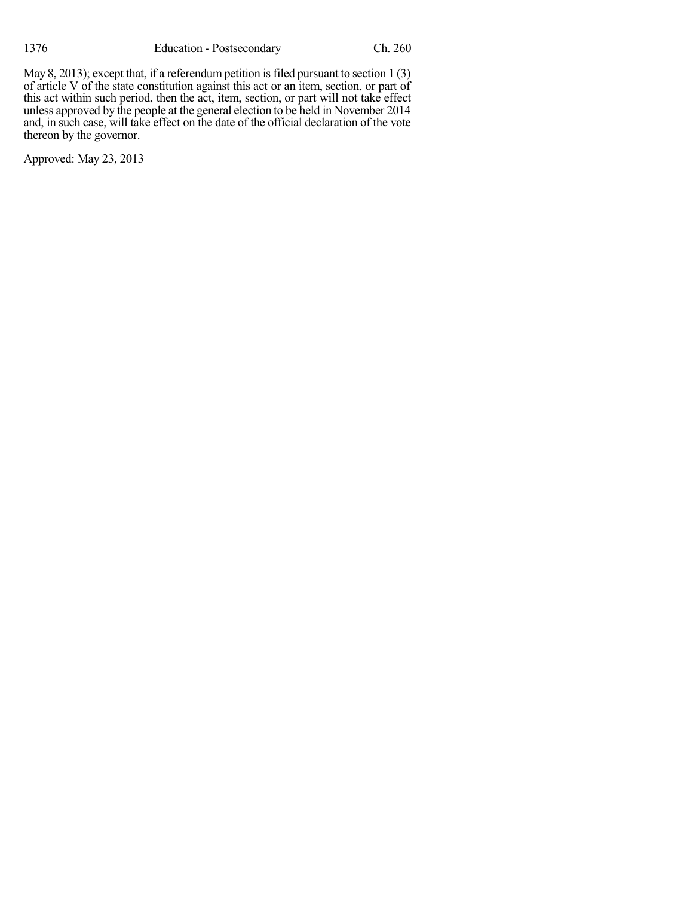May 8, 2013); except that, if a referendum petition is filed pursuant to section 1 (3) of article V of the state constitution against this act or an item, section, or part of this act within such period, then the act, item, section, or part will not take effect unless approved by the people at the general election to be held in November 2014 and, in such case, will take effect on the date of the official declaration of the vote thereon by the governor.

Approved: May 23, 2013